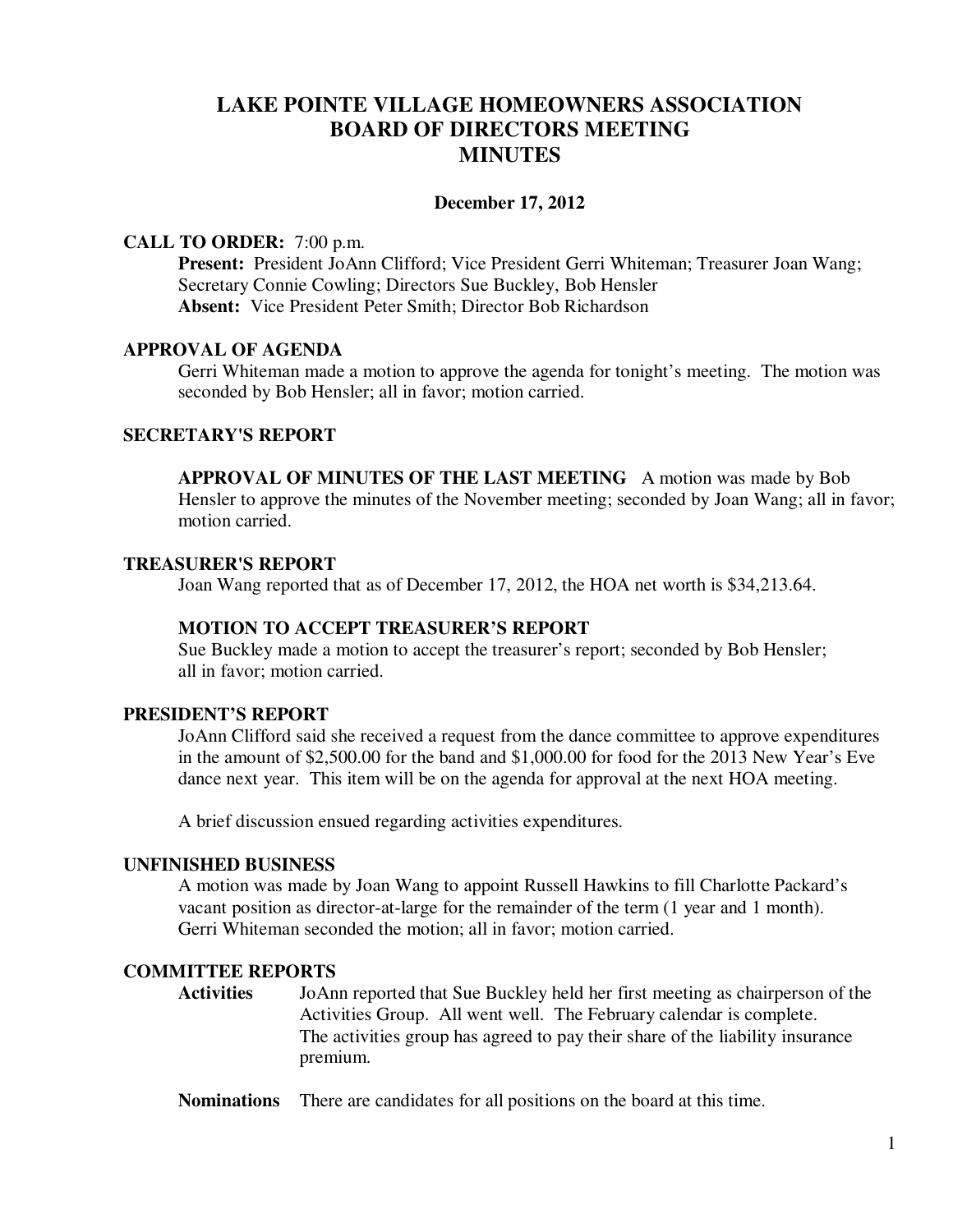# LAKE POINTE VILLAGE HOMEOWNERS ASSOCIATION
# BOARD OF DIRECTORS MEETING
# MINUTES

**December 17, 2012**

**CALL TO ORDER:** 7:00 p.m.

**Present:** President JoAnn Clifford; Vice President Gerri Whiteman; Treasurer Joan Wang; Secretary Connie Cowling; Directors Sue Buckley, Bob Hensler
**Absent:** Vice President Peter Smith; Director Bob Richardson

## APPROVAL OF AGENDA

Gerri Whiteman made a motion to approve the agenda for tonight's meeting. The motion was seconded by Bob Hensler; all in favor; motion carried.

## SECRETARY'S REPORT

**APPROVAL OF MINUTES OF THE LAST MEETING** A motion was made by Bob Hensler to approve the minutes of the November meeting; seconded by Joan Wang; all in favor; motion carried.

## TREASURER'S REPORT

Joan Wang reported that as of December 17, 2012, the HOA net worth is $34,213.64.

### MOTION TO ACCEPT TREASURER'S REPORT

Sue Buckley made a motion to accept the treasurer's report; seconded by Bob Hensler; all in favor; motion carried.

## PRESIDENT'S REPORT

JoAnn Clifford said she received a request from the dance committee to approve expenditures in the amount of $2,500.00 for the band and $1,000.00 for food for the 2013 New Year's Eve dance next year. This item will be on the agenda for approval at the next HOA meeting.

A brief discussion ensued regarding activities expenditures.

## UNFINISHED BUSINESS

A motion was made by Joan Wang to appoint Russell Hawkins to fill Charlotte Packard's vacant position as director-at-large for the remainder of the term (1 year and 1 month). Gerri Whiteman seconded the motion; all in favor; motion carried.

## COMMITTEE REPORTS

**Activities** JoAnn reported that Sue Buckley held her first meeting as chairperson of the Activities Group. All went well. The February calendar is complete. The activities group has agreed to pay their share of the liability insurance premium.

**Nominations** There are candidates for all positions on the board at this time.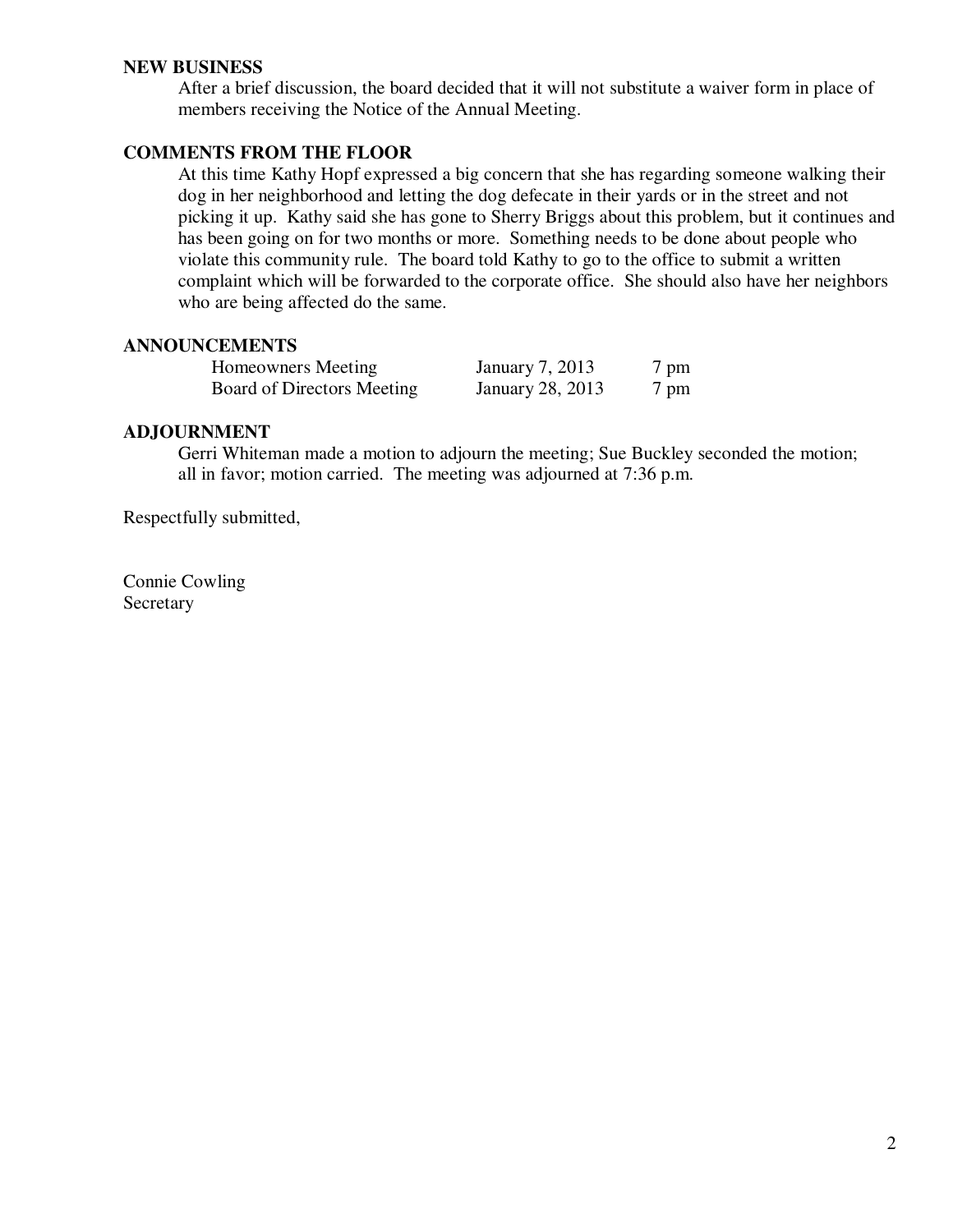**NEW BUSINESS**

After a brief discussion, the board decided that it will not substitute a waiver form in place of members receiving the Notice of the Annual Meeting.

**COMMENTS FROM THE FLOOR**

At this time Kathy Hopf expressed a big concern that she has regarding someone walking their dog in her neighborhood and letting the dog defecate in their yards or in the street and not picking it up. Kathy said she has gone to Sherry Briggs about this problem, but it continues and has been going on for two months or more. Something needs to be done about people who violate this community rule. The board told Kathy to go to the office to submit a written complaint which will be forwarded to the corporate office. She should also have her neighbors who are being affected do the same.

**ANNOUNCEMENTS**

| | | |
|---|---|---|
| Homeowners Meeting | January 7, 2013 | 7 pm |
| Board of Directors Meeting | January 28, 2013 | 7 pm |

**ADJOURNMENT**

Gerri Whiteman made a motion to adjourn the meeting; Sue Buckley seconded the motion; all in favor; motion carried. The meeting was adjourned at 7:36 p.m.

Respectfully submitted,

Connie Cowling
Secretary